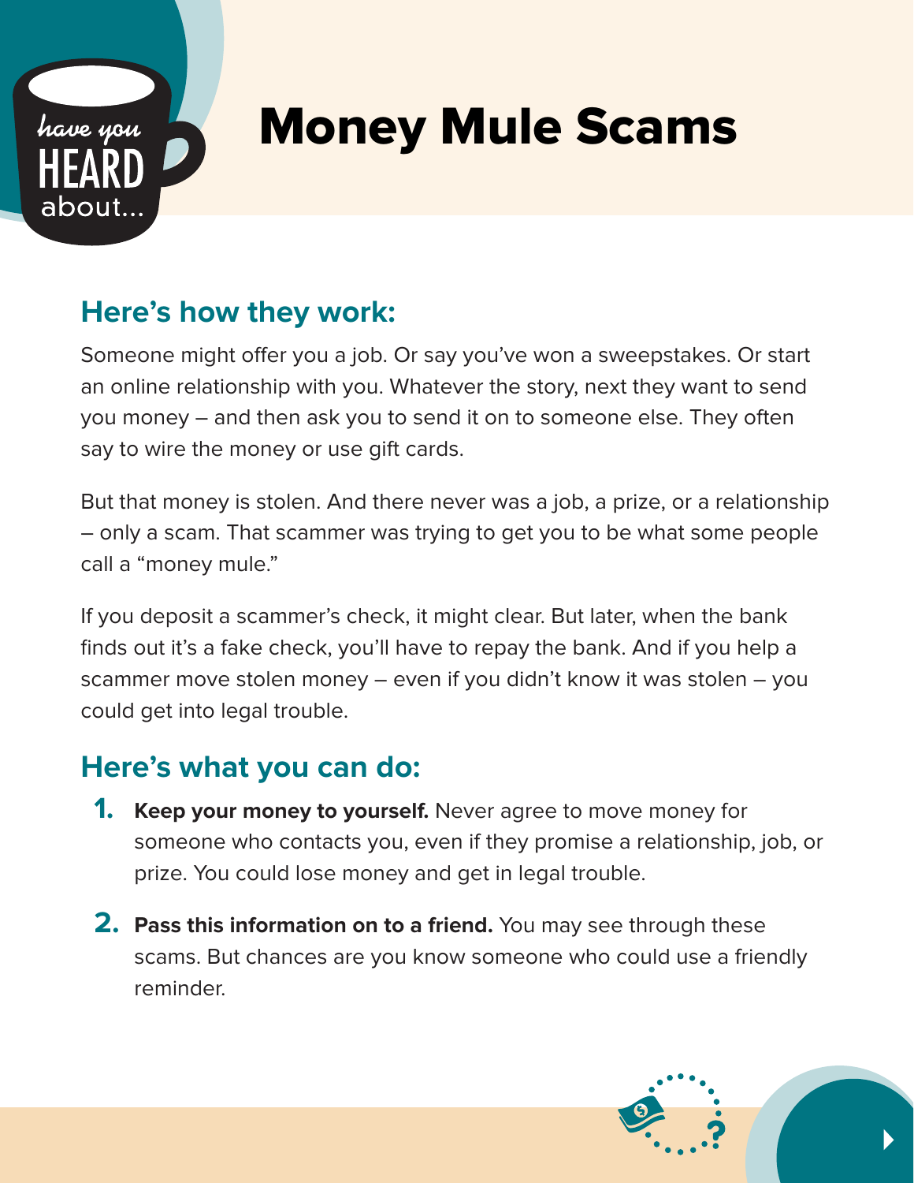have you HEARD about...

# Money Mule Scams

## Here's how they work:

Someone might offer you a job. Or say you've won a sweepstakes. Or start an online relationship with you. Whatever the story, next they want to send you money – and then ask you to send it on to someone else. They often say to wire the money or use gift cards.

But that money is stolen. And there never was a job, a prize, or a relationship – only a scam. That scammer was trying to get you to be what some people call a "money mule."

If you deposit a scammer's check, it might clear. But later, when the bank finds out it's a fake check, you'll have to repay the bank. And if you help a scammer move stolen money – even if you didn't know it was stolen – you could get into legal trouble.

## Here's what you can do:

1. **Keep your money to yourself.** Never agree to move money for someone who contacts you, even if they promise a relationship, job, or prize. You could lose money and get in legal trouble.

2. **Pass this information on to a friend.** You may see through these scams. But chances are you know someone who could use a friendly reminder.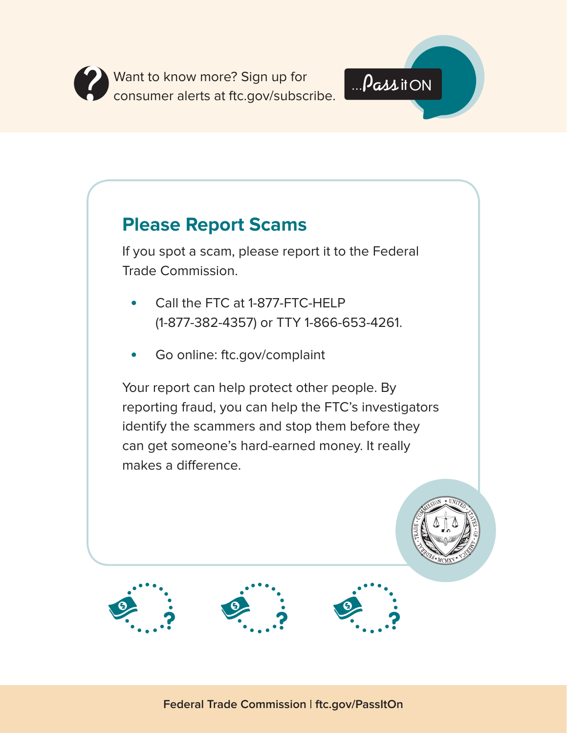Want to know more? Sign up for consumer alerts at ftc.gov/subscribe.

...Pass it ON

## Please Report Scams

If you spot a scam, please report it to the Federal Trade Commission.

- Call the FTC at 1-877-FTC-HELP (1-877-382-4357) or TTY 1-866-653-4261.
- Go online: ftc.gov/complaint

Your report can help protect other people. By reporting fraud, you can help the FTC's investigators identify the scammers and stop them before they can get someone's hard-earned money. It really makes a difference.

**Federal Trade Commission | ftc.gov/PassItOn**